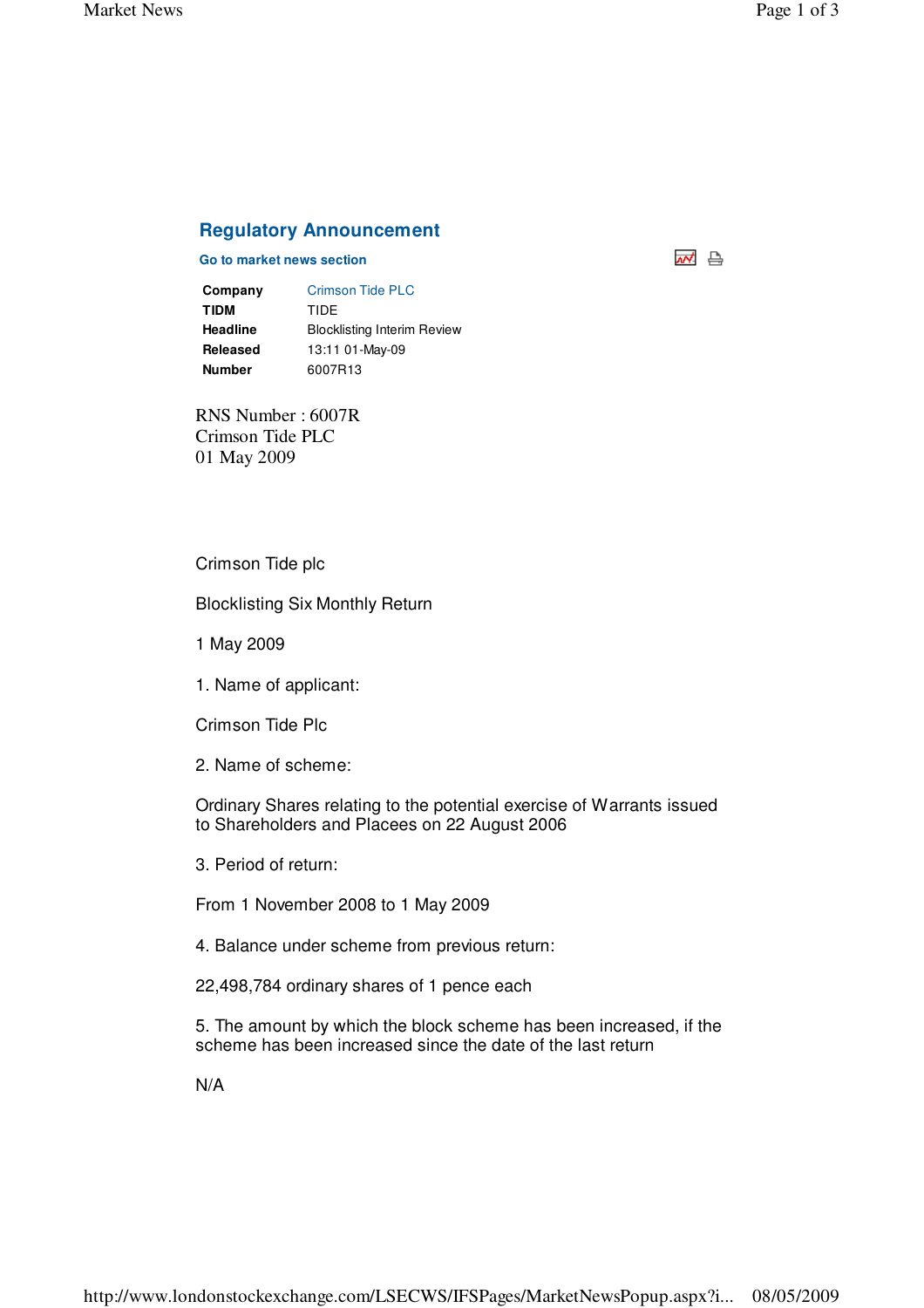## Regulatory Announcement

**Go to market news section**

| | |
|---|---|
| **Company** | Crimson Tide PLC |
| **TIDM** | TIDE |
| **Headline** | Blocklisting Interim Review |
| **Released** | 13:11 01-May-09 |
| **Number** | 6007R13 |

RNS Number : 6007R
Crimson Tide PLC
01 May 2009

Crimson Tide plc

Blocklisting Six Monthly Return

1 May 2009

1. Name of applicant:

Crimson Tide Plc

2. Name of scheme:

Ordinary Shares relating to the potential exercise of Warrants issued to Shareholders and Placees on 22 August 2006

3. Period of return:

From 1 November 2008 to 1 May 2009

4. Balance under scheme from previous return:

22,498,784 ordinary shares of 1 pence each

5. The amount by which the block scheme has been increased, if the scheme has been increased since the date of the last return

N/A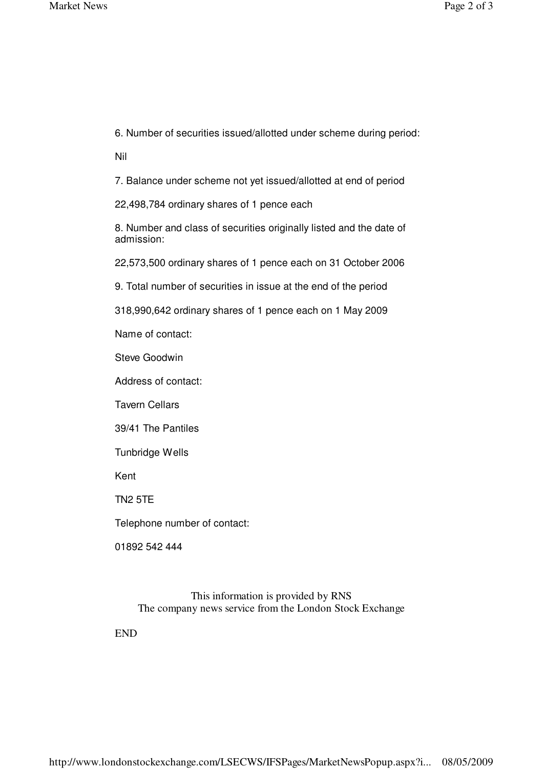6. Number of securities issued/allotted under scheme during period:

Nil

7. Balance under scheme not yet issued/allotted at end of period

22,498,784 ordinary shares of 1 pence each

8. Number and class of securities originally listed and the date of admission:

22,573,500 ordinary shares of 1 pence each on 31 October 2006

9. Total number of securities in issue at the end of the period

318,990,642 ordinary shares of 1 pence each on 1 May 2009

Name of contact:

Steve Goodwin

Address of contact:

Tavern Cellars

39/41 The Pantiles

Tunbridge Wells

Kent

TN2 5TE

Telephone number of contact:

01892 542 444

This information is provided by RNS
The company news service from the London Stock Exchange

END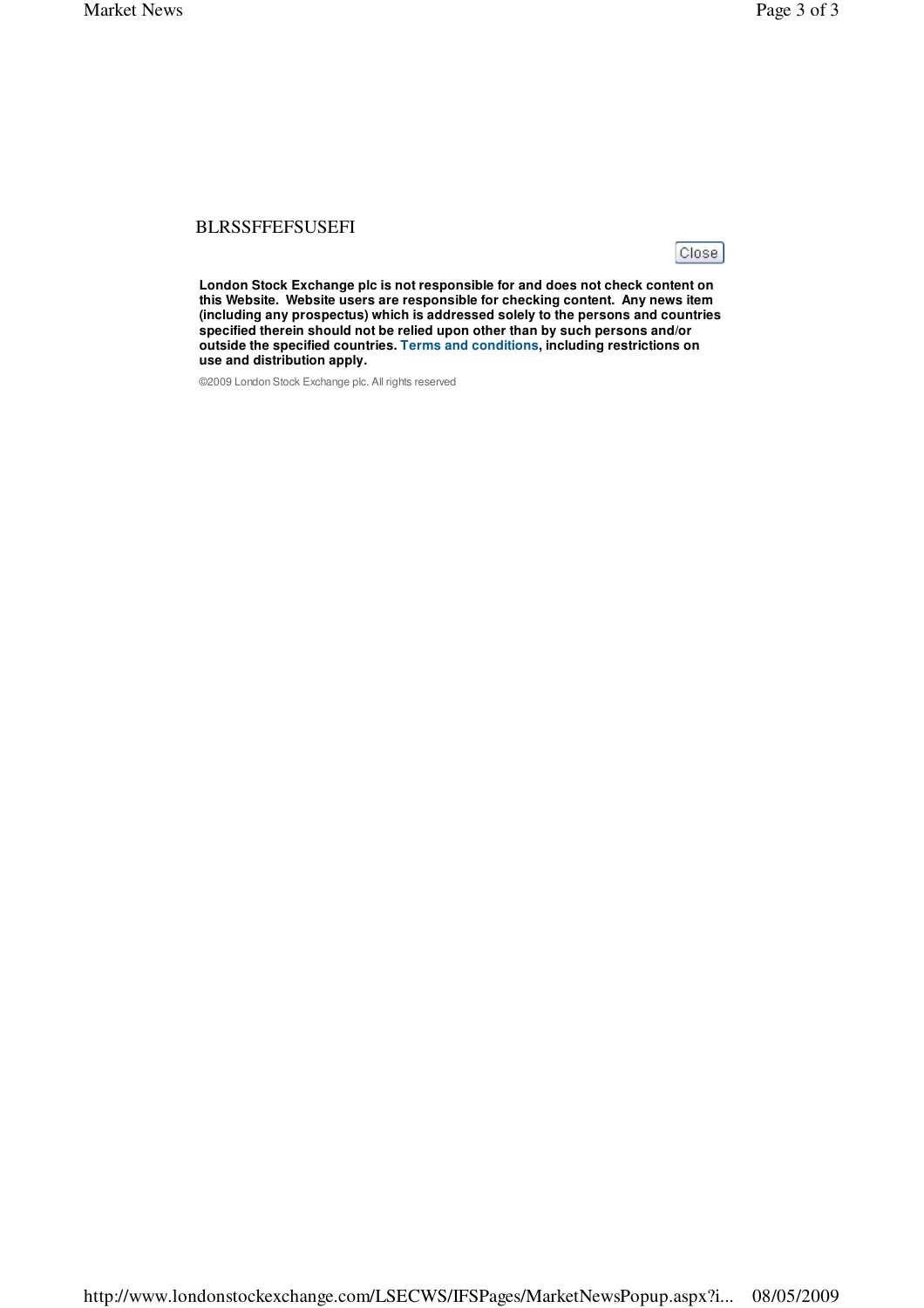BLRSSFFEFSUSEFI

Close

**London Stock Exchange plc is not responsible for and does not check content on this Website. Website users are responsible for checking content. Any news item (including any prospectus) which is addressed solely to the persons and countries specified therein should not be relied upon other than by such persons and/or outside the specified countries. Terms and conditions, including restrictions on use and distribution apply.**

©2009 London Stock Exchange plc. All rights reserved